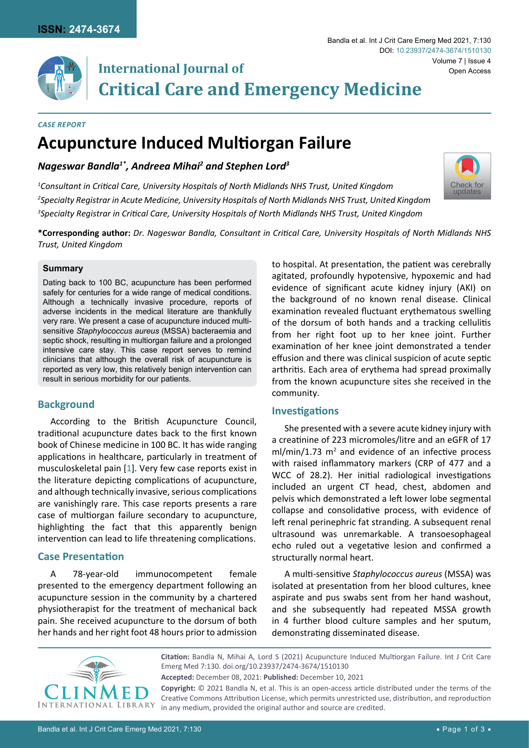*CASE REPORT*

# Acupuncture Induced Multiorgan Failure

***Nageswar Bandla[1*], Andreea Mihai[2] and Stephen Lord[3]***

*[1]Consultant in Critical Care, University Hospitals of North Midlands NHS Trust, United Kingdom*
*[2]Specialty Registrar in Acute Medicine, University Hospitals of North Midlands NHS Trust, United Kingdom*
*[3]Specialty Registrar in Critical Care, University Hospitals of North Midlands NHS Trust, United Kingdom*

**\*Corresponding author:** *Dr. Nageswar Bandla, Consultant in Critical Care, University Hospitals of North Midlands NHS Trust, United Kingdom*

### Summary

Dating back to 100 BC, acupuncture has been performed safely for centuries for a wide range of medical conditions. Although a technically invasive procedure, reports of adverse incidents in the medical literature are thankfully very rare. We present a case of acupuncture induced multi-sensitive *Staphylococcus aureus* (MSSA) bacteraemia and septic shock, resulting in multiorgan failure and a prolonged intensive care stay. This case report serves to remind clinicians that although the overall risk of acupuncture is reported as very low, this relatively benign intervention can result in serious morbidity for our patients.

## Background

According to the British Acupuncture Council, traditional acupuncture dates back to the first known book of Chinese medicine in 100 BC. It has wide ranging applications in healthcare, particularly in treatment of musculoskeletal pain [1]. Very few case reports exist in the literature depicting complications of acupuncture, and although technically invasive, serious complications are vanishingly rare. This case reports presents a rare case of multiorgan failure secondary to acupuncture, highlighting the fact that this apparently benign intervention can lead to life threatening complications.

## Case Presentation

A 78-year-old immunocompetent female presented to the emergency department following an acupuncture session in the community by a chartered physiotherapist for the treatment of mechanical back pain. She received acupuncture to the dorsum of both her hands and her right foot 48 hours prior to admission to hospital. At presentation, the patient was cerebrally agitated, profoundly hypotensive, hypoxemic and had evidence of significant acute kidney injury (AKI) on the background of no known renal disease. Clinical examination revealed fluctuant erythematous swelling of the dorsum of both hands and a tracking cellulitis from her right foot up to her knee joint. Further examination of her knee joint demonstrated a tender effusion and there was clinical suspicion of acute septic arthritis. Each area of erythema had spread proximally from the known acupuncture sites she received in the community.

## Investigations

She presented with a severe acute kidney injury with a creatinine of 223 micromoles/litre and an eGFR of 17 ml/min/1.73 $m^2$ and evidence of an infective process with raised inflammatory markers (CRP of 477 and a WCC of 28.2). Her initial radiological investigations included an urgent CT head, chest, abdomen and pelvis which demonstrated a left lower lobe segmental collapse and consolidative process, with evidence of left renal perinephric fat stranding. A subsequent renal ultrasound was unremarkable. A transoesophageal echo ruled out a vegetative lesion and confirmed a structurally normal heart.

A multi-sensitive *Staphylococcus aureus* (MSSA) was isolated at presentation from her blood cultures, knee aspirate and pus swabs sent from her hand washout, and she subsequently had repeated MSSA growth in 4 further blood culture samples and her sputum, demonstrating disseminated disease.

**Citation:** Bandla N, Mihai A, Lord S (2021) Acupuncture Induced Multiorgan Failure. Int J Crit Care Emerg Med 7:130. doi.org/10.23937/2474-3674/1510130

**Accepted:** December 08, 2021: **Published:** December 10, 2021

**Copyright:** © 2021 Bandla N, et al. This is an open-access article distributed under the terms of the Creative Commons Attribution License, which permits unrestricted use, distribution, and reproduction in any medium, provided the original author and source are credited.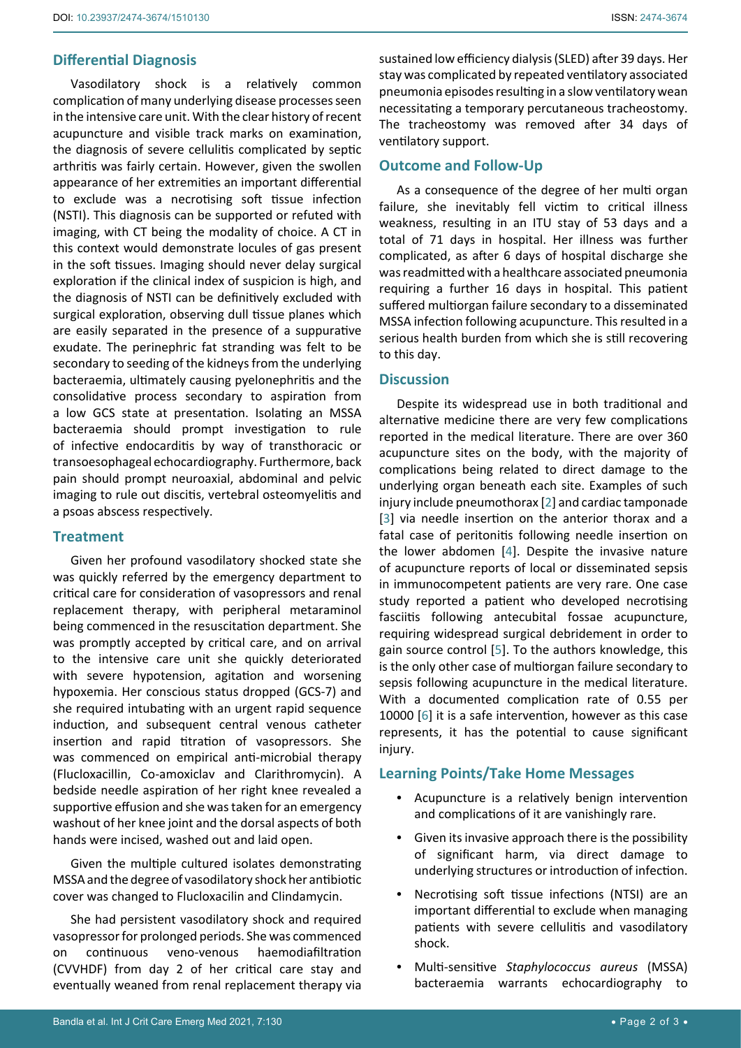## Differential Diagnosis

Vasodilatory shock is a relatively common complication of many underlying disease processes seen in the intensive care unit. With the clear history of recent acupuncture and visible track marks on examination, the diagnosis of severe cellulitis complicated by septic arthritis was fairly certain. However, given the swollen appearance of her extremities an important differential to exclude was a necrotising soft tissue infection (NSTI). This diagnosis can be supported or refuted with imaging, with CT being the modality of choice. A CT in this context would demonstrate locules of gas present in the soft tissues. Imaging should never delay surgical exploration if the clinical index of suspicion is high, and the diagnosis of NSTI can be definitively excluded with surgical exploration, observing dull tissue planes which are easily separated in the presence of a suppurative exudate. The perinephric fat stranding was felt to be secondary to seeding of the kidneys from the underlying bacteraemia, ultimately causing pyelonephritis and the consolidative process secondary to aspiration from a low GCS state at presentation. Isolating an MSSA bacteraemia should prompt investigation to rule of infective endocarditis by way of transthoracic or transoesophageal echocardiography. Furthermore, back pain should prompt neuroaxial, abdominal and pelvic imaging to rule out discitis, vertebral osteomyelitis and a psoas abscess respectively.

## Treatment

Given her profound vasodilatory shocked state she was quickly referred by the emergency department to critical care for consideration of vasopressors and renal replacement therapy, with peripheral metaraminol being commenced in the resuscitation department. She was promptly accepted by critical care, and on arrival to the intensive care unit she quickly deteriorated with severe hypotension, agitation and worsening hypoxemia. Her conscious status dropped (GCS-7) and she required intubating with an urgent rapid sequence induction, and subsequent central venous catheter insertion and rapid titration of vasopressors. She was commenced on empirical anti-microbial therapy (Flucloxacillin, Co-amoxiclav and Clarithromycin). A bedside needle aspiration of her right knee revealed a supportive effusion and she was taken for an emergency washout of her knee joint and the dorsal aspects of both hands were incised, washed out and laid open.

Given the multiple cultured isolates demonstrating MSSA and the degree of vasodilatory shock her antibiotic cover was changed to Flucloxacilin and Clindamycin.

She had persistent vasodilatory shock and required vasopressor for prolonged periods. She was commenced on continuous veno-venous haemodiafiltration (CVVHDF) from day 2 of her critical care stay and eventually weaned from renal replacement therapy via sustained low efficiency dialysis (SLED) after 39 days. Her stay was complicated by repeated ventilatory associated pneumonia episodes resulting in a slow ventilatory wean necessitating a temporary percutaneous tracheostomy. The tracheostomy was removed after 34 days of ventilatory support.

## Outcome and Follow-Up

As a consequence of the degree of her multi organ failure, she inevitably fell victim to critical illness weakness, resulting in an ITU stay of 53 days and a total of 71 days in hospital. Her illness was further complicated, as after 6 days of hospital discharge she was readmitted with a healthcare associated pneumonia requiring a further 16 days in hospital. This patient suffered multiorgan failure secondary to a disseminated MSSA infection following acupuncture. This resulted in a serious health burden from which she is still recovering to this day.

## Discussion

Despite its widespread use in both traditional and alternative medicine there are very few complications reported in the medical literature. There are over 360 acupuncture sites on the body, with the majority of complications being related to direct damage to the underlying organ beneath each site. Examples of such injury include pneumothorax [2] and cardiac tamponade [3] via needle insertion on the anterior thorax and a fatal case of peritonitis following needle insertion on the lower abdomen [4]. Despite the invasive nature of acupuncture reports of local or disseminated sepsis in immunocompetent patients are very rare. One case study reported a patient who developed necrotising fasciitis following antecubital fossae acupuncture, requiring widespread surgical debridement in order to gain source control [5]. To the authors knowledge, this is the only other case of multiorgan failure secondary to sepsis following acupuncture in the medical literature. With a documented complication rate of 0.55 per 10000 [6] it is a safe intervention, however as this case represents, it has the potential to cause significant injury.

## Learning Points/Take Home Messages

- Acupuncture is a relatively benign intervention and complications of it are vanishingly rare.
- Given its invasive approach there is the possibility of significant harm, via direct damage to underlying structures or introduction of infection.
- Necrotising soft tissue infections (NTSI) are an important differential to exclude when managing patients with severe cellulitis and vasodilatory shock.
- Multi-sensitive *Staphylococcus aureus* (MSSA) bacteraemia warrants echocardiography to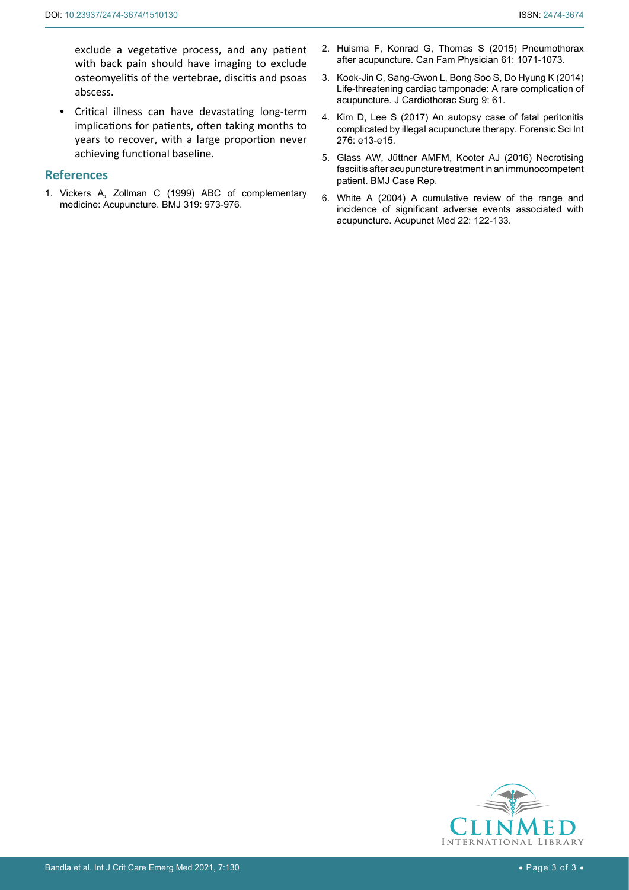exclude a vegetative process, and any patient with back pain should have imaging to exclude osteomyelitis of the vertebrae, discitis and psoas abscess.

- Critical illness can have devastating long-term implications for patients, often taking months to years to recover, with a large proportion never achieving functional baseline.

## References

1. Vickers A, Zollman C (1999) ABC of complementary medicine: Acupuncture. BMJ 319: 973-976.
2. Huisma F, Konrad G, Thomas S (2015) Pneumothorax after acupuncture. Can Fam Physician 61: 1071-1073.
3. Kook-Jin C, Sang-Gwon L, Bong Soo S, Do Hyung K (2014) Life-threatening cardiac tamponade: A rare complication of acupuncture. J Cardiothorac Surg 9: 61.
4. Kim D, Lee S (2017) An autopsy case of fatal peritonitis complicated by illegal acupuncture therapy. Forensic Sci Int 276: e13-e15.
5. Glass AW, Jüttner AMFM, Kooter AJ (2016) Necrotising fasciitis after acupuncture treatment in an immunocompetent patient. BMJ Case Rep.
6. White A (2004) A cumulative review of the range and incidence of significant adverse events associated with acupuncture. Acupunct Med 22: 122-133.